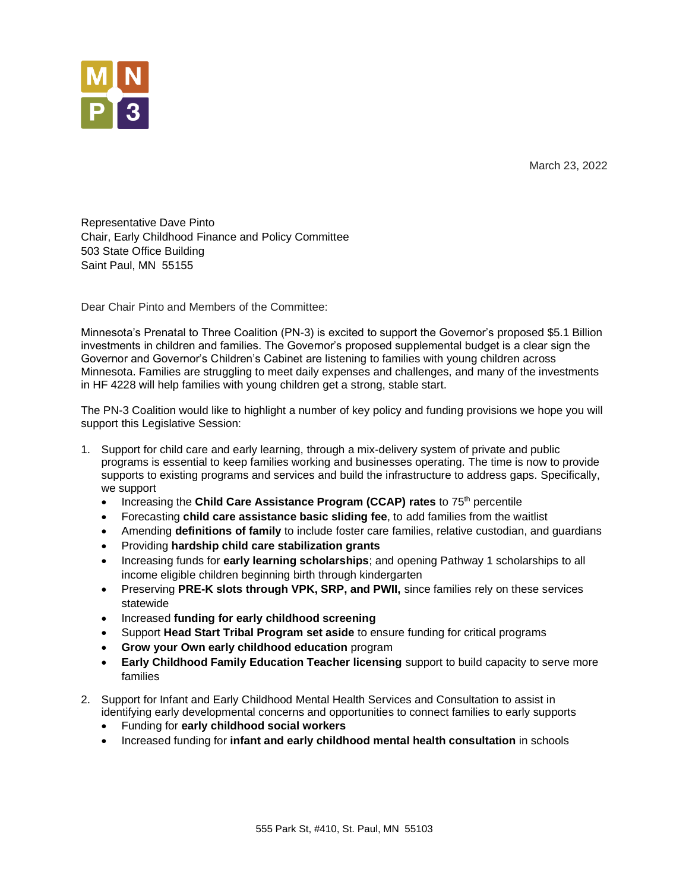MN P3

March 23, 2022

Representative Dave Pinto
Chair, Early Childhood Finance and Policy Committee
503 State Office Building
Saint Paul, MN 55155

Dear Chair Pinto and Members of the Committee:

Minnesota's Prenatal to Three Coalition (PN-3) is excited to support the Governor's proposed $5.1 Billion investments in children and families. The Governor's proposed supplemental budget is a clear sign the Governor and Governor's Children's Cabinet are listening to families with young children across Minnesota. Families are struggling to meet daily expenses and challenges, and many of the investments in HF 4228 will help families with young children get a strong, stable start.

The PN-3 Coalition would like to highlight a number of key policy and funding provisions we hope you will support this Legislative Session:

1. Support for child care and early learning, through a mix-delivery system of private and public programs is essential to keep families working and businesses operating. The time is now to provide supports to existing programs and services and build the infrastructure to address gaps. Specifically, we support
   - Increasing the **Child Care Assistance Program (CCAP) rates** to 75th percentile
   - Forecasting **child care assistance basic sliding fee**, to add families from the waitlist
   - Amending **definitions of family** to include foster care families, relative custodian, and guardians
   - Providing **hardship child care stabilization grants**
   - Increasing funds for **early learning scholarships**; and opening Pathway 1 scholarships to all income eligible children beginning birth through kindergarten
   - Preserving **PRE-K slots through VPK, SRP, and PWII,** since families rely on these services statewide
   - Increased **funding for early childhood screening**
   - Support **Head Start Tribal Program set aside** to ensure funding for critical programs
   - **Grow your Own early childhood education** program
   - **Early Childhood Family Education Teacher licensing** support to build capacity to serve more families

2. Support for Infant and Early Childhood Mental Health Services and Consultation to assist in identifying early developmental concerns and opportunities to connect families to early supports
   - Funding for **early childhood social workers**
   - Increased funding for **infant and early childhood mental health consultation** in schools

555 Park St, #410, St. Paul, MN 55103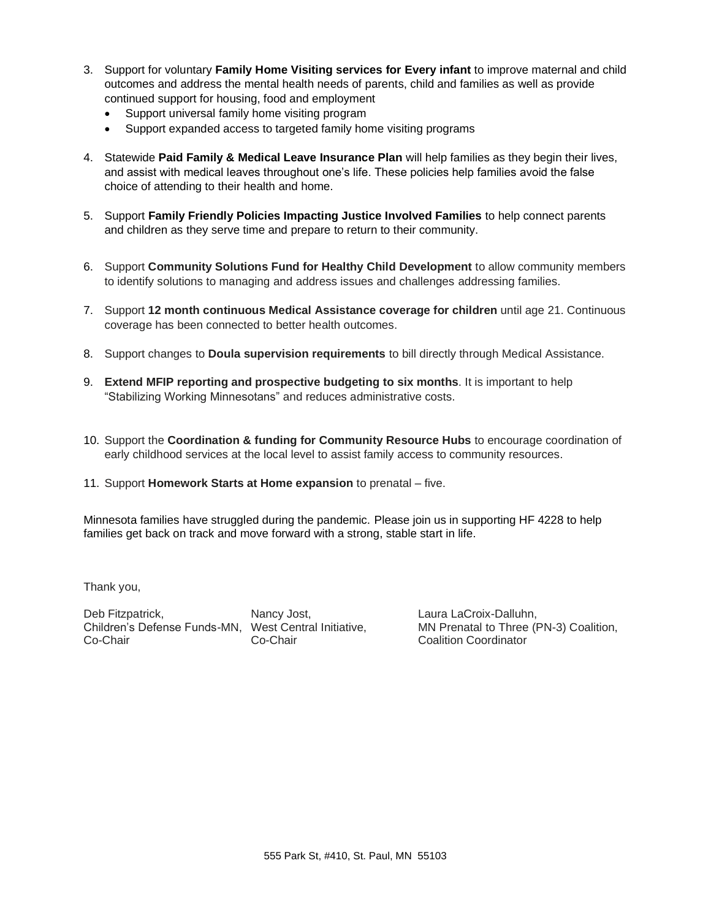3. Support for voluntary **Family Home Visiting services for Every infant** to improve maternal and child outcomes and address the mental health needs of parents, child and families as well as provide continued support for housing, food and employment
   - Support universal family home visiting program
   - Support expanded access to targeted family home visiting programs

4. Statewide **Paid Family & Medical Leave Insurance Plan** will help families as they begin their lives, and assist with medical leaves throughout one's life. These policies help families avoid the false choice of attending to their health and home.

5. Support **Family Friendly Policies Impacting Justice Involved Families** to help connect parents and children as they serve time and prepare to return to their community.

6. Support **Community Solutions Fund for Healthy Child Development** to allow community members to identify solutions to managing and address issues and challenges addressing families.

7. Support **12 month continuous Medical Assistance coverage for children** until age 21. Continuous coverage has been connected to better health outcomes.

8. Support changes to **Doula supervision requirements** to bill directly through Medical Assistance.

9. **Extend MFIP reporting and prospective budgeting to six months**. It is important to help "Stabilizing Working Minnesotans" and reduces administrative costs.

10. Support the **Coordination & funding for Community Resource Hubs** to encourage coordination of early childhood services at the local level to assist family access to community resources.

11. Support **Homework Starts at Home expansion** to prenatal – five.

Minnesota families have struggled during the pandemic. Please join us in supporting HF 4228 to help families get back on track and move forward with a strong, stable start in life.

Thank you,

Deb Fitzpatrick,
Children's Defense Funds-MN,
Co-Chair

Nancy Jost,
West Central Initiative,
Co-Chair

Laura LaCroix-Dalluhn,
MN Prenatal to Three (PN-3) Coalition,
Coalition Coordinator

555 Park St, #410, St. Paul, MN 55103